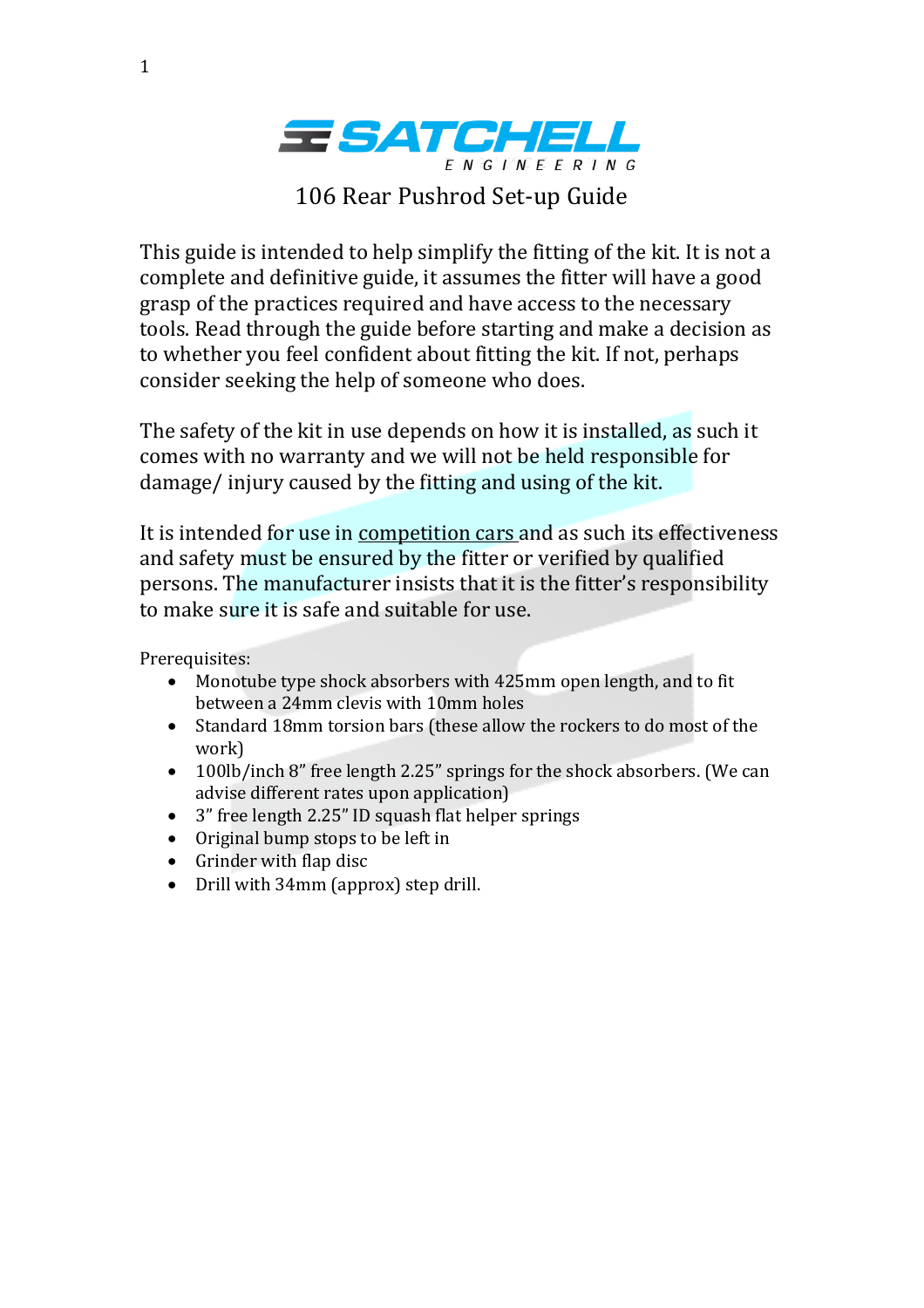# SATCHELL ENGINEERING

## 106 Rear Pushrod Set-up Guide

This guide is intended to help simplify the fitting of the kit. It is not a complete and definitive guide, it assumes the fitter will have a good grasp of the practices required and have access to the necessary tools. Read through the guide before starting and make a decision as to whether you feel confident about fitting the kit. If not, perhaps consider seeking the help of someone who does.

The safety of the kit in use depends on how it is installed, as such it comes with no warranty and we will not be held responsible for damage/ injury caused by the fitting and using of the kit.

It is intended for use in competition cars and as such its effectiveness and safety must be ensured by the fitter or verified by qualified persons. The manufacturer insists that it is the fitter's responsibility to make sure it is safe and suitable for use.

Prerequisites:

- Monotube type shock absorbers with 425mm open length, and to fit between a 24mm clevis with 10mm holes
- Standard 18mm torsion bars (these allow the rockers to do most of the work)
- 100lb/inch 8" free length 2.25" springs for the shock absorbers. (We can advise different rates upon application)
- 3" free length 2.25" ID squash flat helper springs
- Original bump stops to be left in
- Grinder with flap disc
- Drill with 34mm (approx) step drill.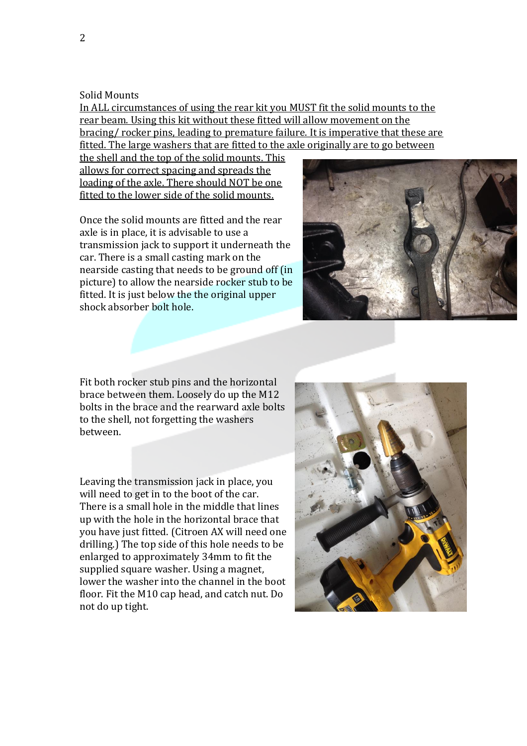## Solid Mounts

<u>In ALL circumstances of using the rear kit you MUST fit the solid mounts to the rear beam. Using this kit without these fitted will allow movement on the bracing/ rocker pins, leading to premature failure. It is imperative that these are fitted. The large washers that are fitted to the axle originally are to go between the shell and the top of the solid mounts. This allows for correct spacing and spreads the loading of the axle. There should NOT be one fitted to the lower side of the solid mounts.</u>

Once the solid mounts are fitted and the rear axle is in place, it is advisable to use a transmission jack to support it underneath the car. There is a small casting mark on the nearside casting that needs to be ground off (in picture) to allow the nearside rocker stub to be fitted. It is just below the the original upper shock absorber bolt hole.

Fit both rocker stub pins and the horizontal brace between them. Loosely do up the M12 bolts in the brace and the rearward axle bolts to the shell, not forgetting the washers between.

Leaving the transmission jack in place, you will need to get in to the boot of the car. There is a small hole in the middle that lines up with the hole in the horizontal brace that you have just fitted. (Citroen AX will need one drilling.) The top side of this hole needs to be enlarged to approximately 34mm to fit the supplied square washer. Using a magnet, lower the washer into the channel in the boot floor. Fit the M10 cap head, and catch nut. Do not do up tight.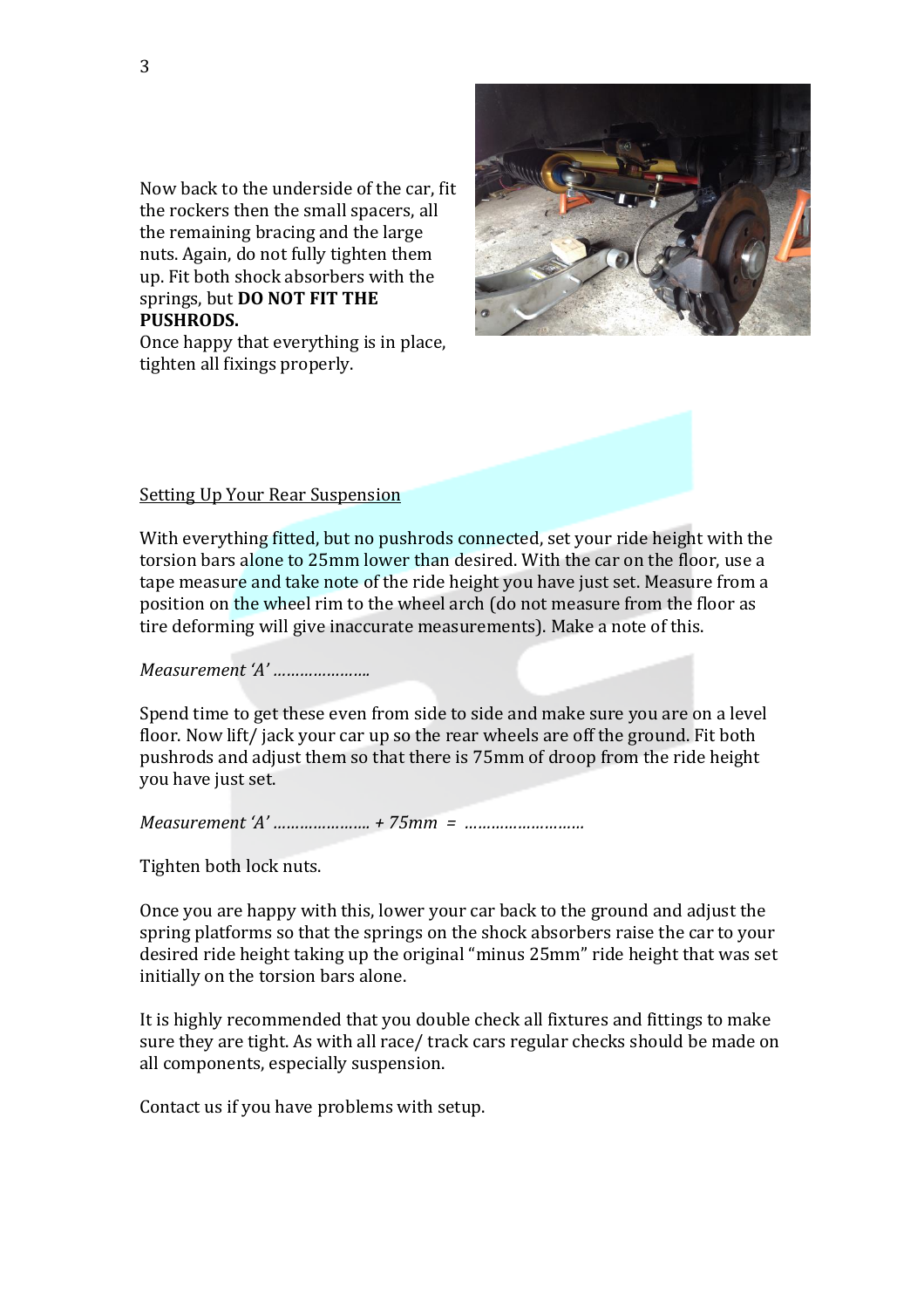Now back to the underside of the car, fit the rockers then the small spacers, all the remaining bracing and the large nuts. Again, do not fully tighten them up. Fit both shock absorbers with the springs, but **DO NOT FIT THE PUSHRODS.**
Once happy that everything is in place, tighten all fixings properly.

## Setting Up Your Rear Suspension

With everything fitted, but no pushrods connected, set your ride height with the torsion bars alone to 25mm lower than desired. With the car on the floor, use a tape measure and take note of the ride height you have just set. Measure from a position on the wheel rim to the wheel arch (do not measure from the floor as tire deforming will give inaccurate measurements). Make a note of this.

*Measurement 'A' …………………*

Spend time to get these even from side to side and make sure you are on a level floor. Now lift/ jack your car up so the rear wheels are off the ground. Fit both pushrods and adjust them so that there is 75mm of droop from the ride height you have just set.

*Measurement 'A' ………………… + 75mm = ………………………*

Tighten both lock nuts.

Once you are happy with this, lower your car back to the ground and adjust the spring platforms so that the springs on the shock absorbers raise the car to your desired ride height taking up the original "minus 25mm" ride height that was set initially on the torsion bars alone.

It is highly recommended that you double check all fixtures and fittings to make sure they are tight. As with all race/ track cars regular checks should be made on all components, especially suspension.

Contact us if you have problems with setup.